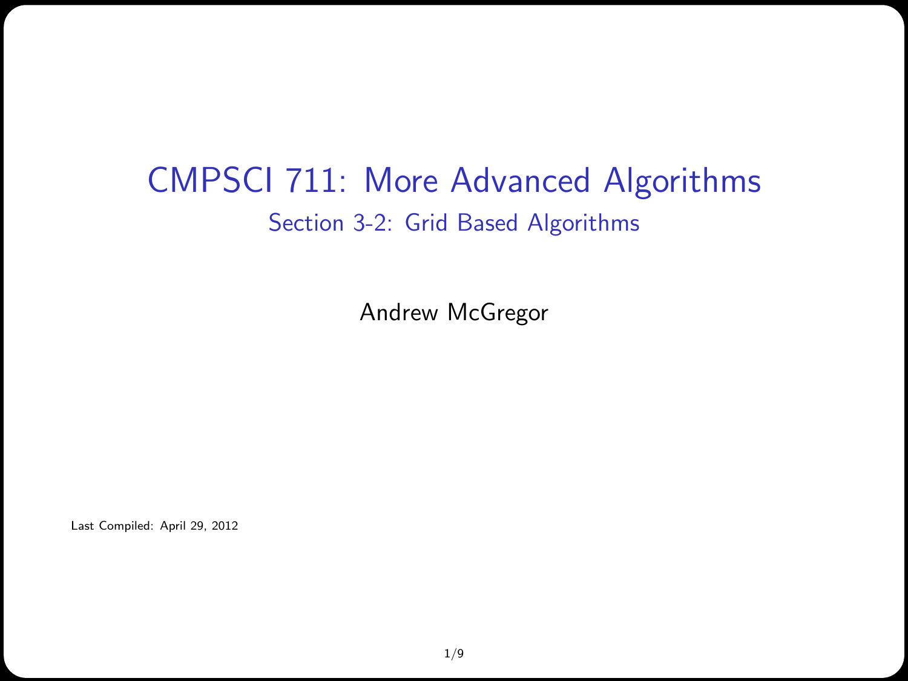# CMPSCI 711: More Advanced Algorithms

## Section 3-2: Grid Based Algorithms

Andrew McGregor

Last Compiled: April 29, 2012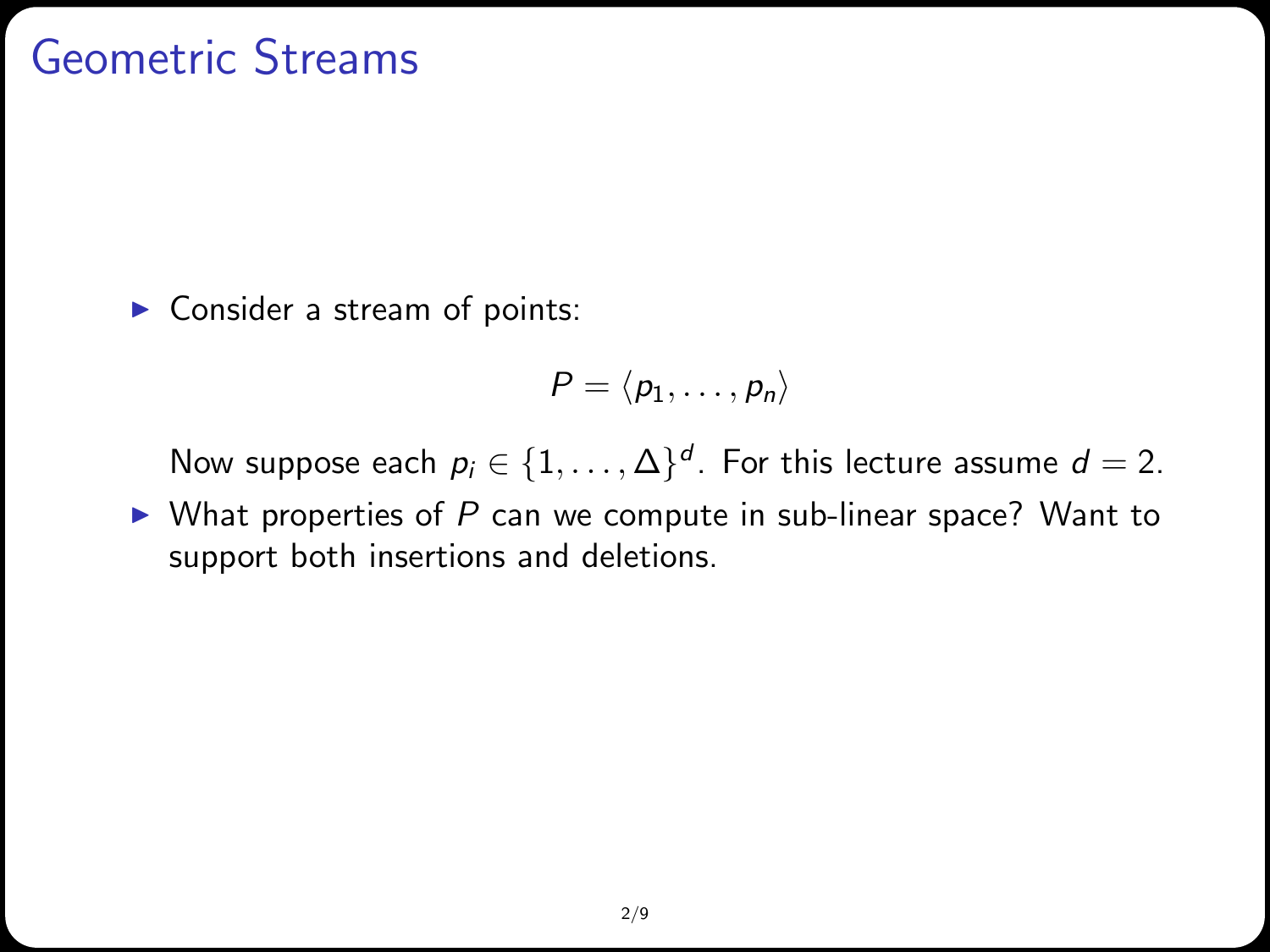# Geometric Streams

- Consider a stream of points:

$$P = \langle p_1, \ldots, p_n \rangle$$

  Now suppose each $p_i \in \{1, \ldots, \Delta\}^d$. For this lecture assume $d = 2$.
- What properties of $P$ can we compute in sub-linear space? Want to support both insertions and deletions.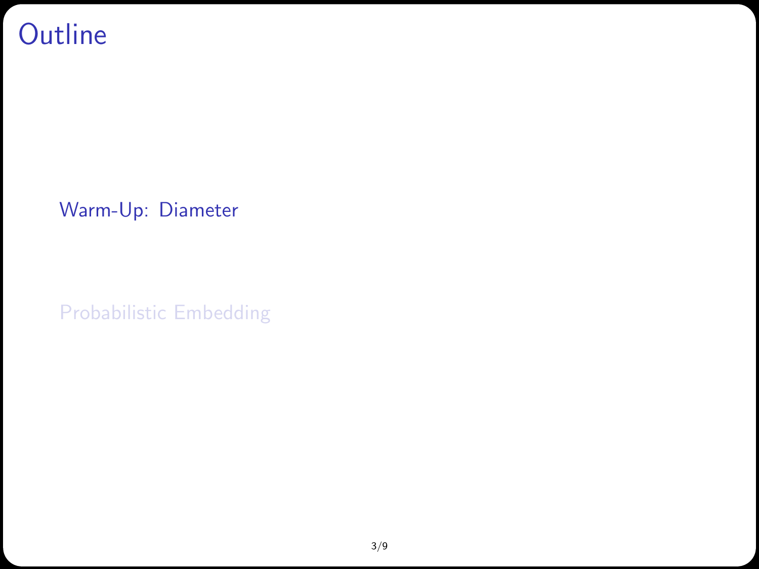# Outline

- Warm-Up: Diameter
- Probabilistic Embedding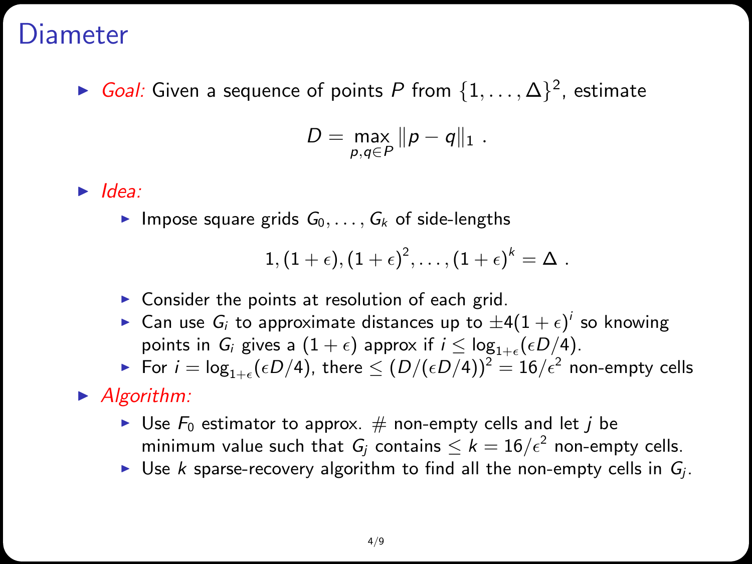# Diameter

- *Goal:* Given a sequence of points $P$ from $\{1, \ldots, \Delta\}^2$, estimate

$$D = \max_{p,q \in P} \|p - q\|_1 \ .$$

- *Idea:*
  - Impose square grids $G_0, \ldots, G_k$ of side-lengths

  $$1, (1+\epsilon), (1+\epsilon)^2, \ldots, (1+\epsilon)^k = \Delta \ .$$

  - Consider the points at resolution of each grid.
  - Can use $G_i$ to approximate distances up to $\pm 4(1+\epsilon)^i$ so knowing points in $G_i$ gives a $(1+\epsilon)$ approx if $i \leq \log_{1+\epsilon}(\epsilon D/4)$.
  - For $i = \log_{1+\epsilon}(\epsilon D/4)$, there $\leq (D/(\epsilon D/4))^2 = 16/\epsilon^2$ non-empty cells
- *Algorithm:*
  - Use $F_0$ estimator to approx. # non-empty cells and let $j$ be minimum value such that $G_j$ contains $\leq k = 16/\epsilon^2$ non-empty cells.
  - Use $k$ sparse-recovery algorithm to find all the non-empty cells in $G_j$.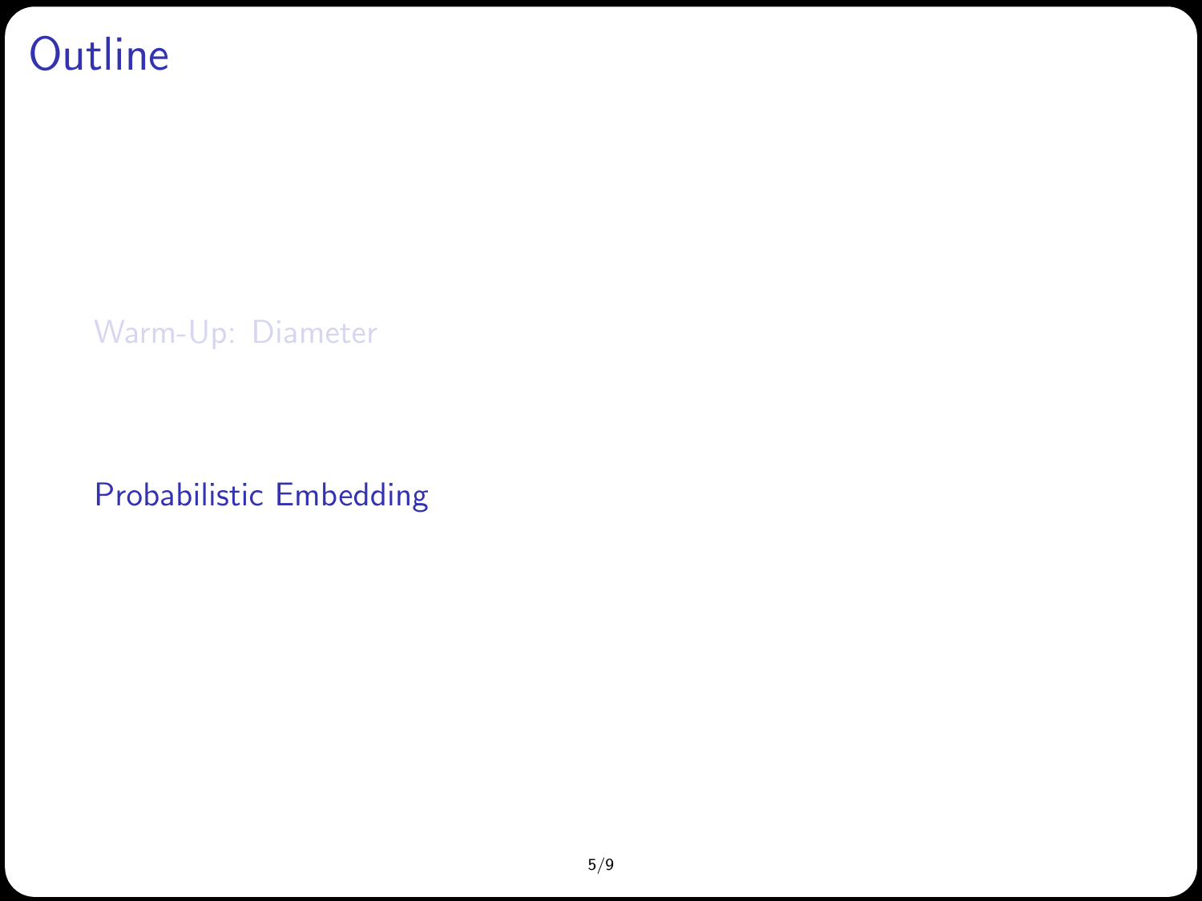# Outline

- Warm-Up: Diameter
- Probabilistic Embedding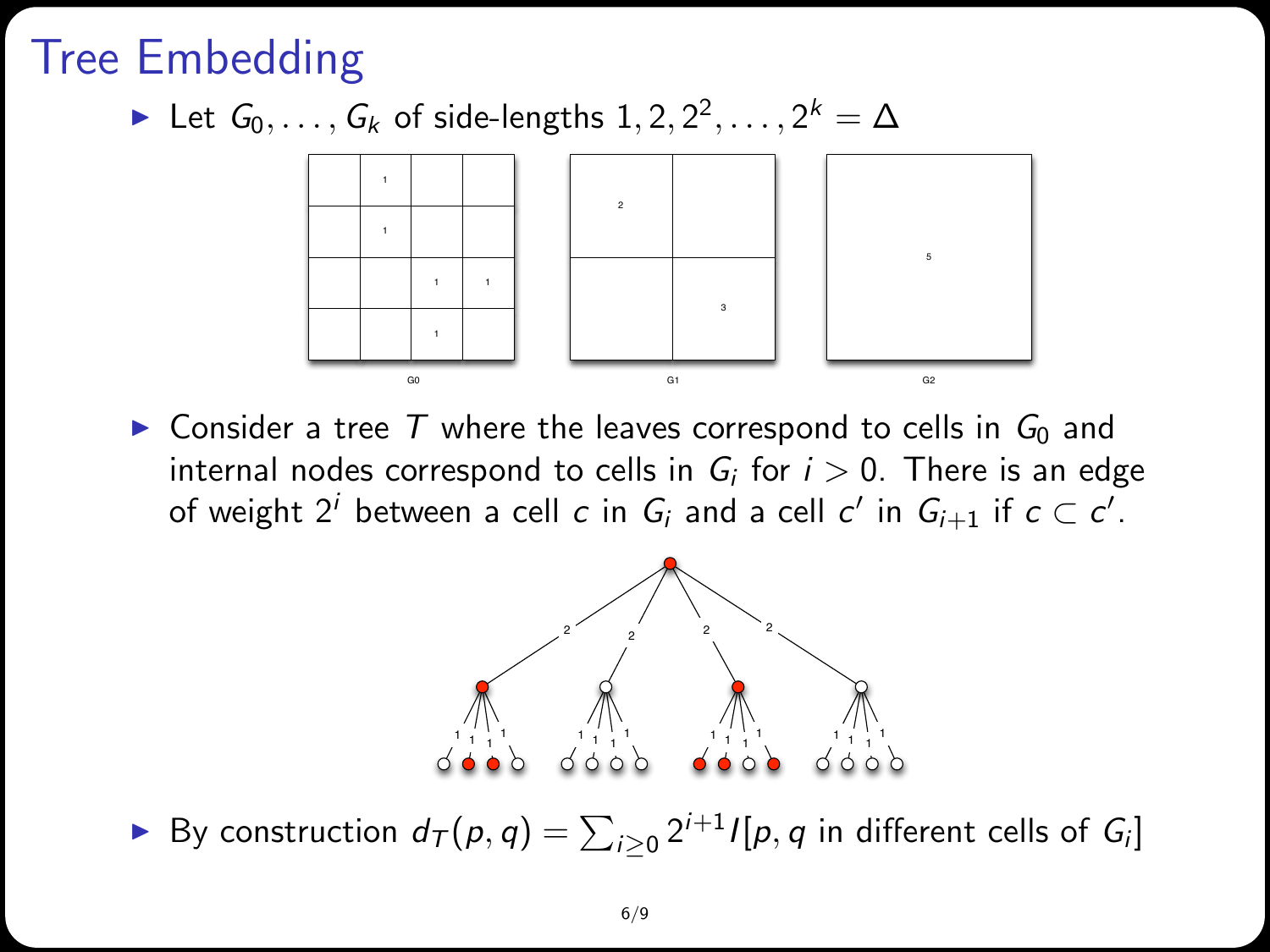# Tree Embedding

- Let $G_0, \ldots, G_k$ of side-lengths $1, 2, 2^2, \ldots, 2^k = \Delta$
- Consider a tree $T$ where the leaves correspond to cells in $G_0$ and internal nodes correspond to cells in $G_i$ for $i > 0$. There is an edge of weight $2^i$ between a cell $c$ in $G_i$ and a cell $c'$ in $G_{i+1}$ if $c \subset c'$.
- By construction $d_T(p, q) = \sum_{i \geq 0} 2^{i+1} I[p, q \text{ in different cells of } G_i]$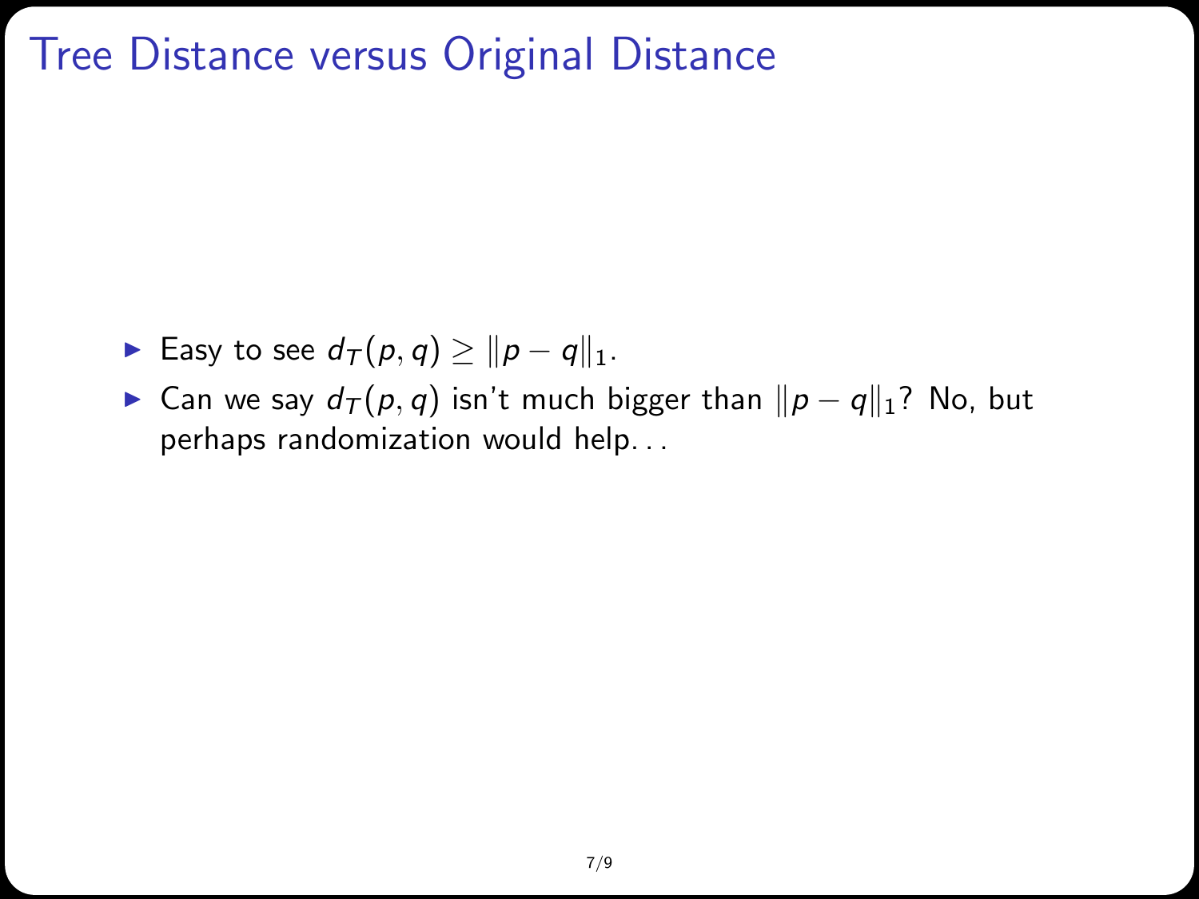# Tree Distance versus Original Distance

- Easy to see $d_T(p, q) \geq \|p - q\|_1$.
- Can we say $d_T(p, q)$ isn't much bigger than $\|p - q\|_1$? No, but perhaps randomization would help...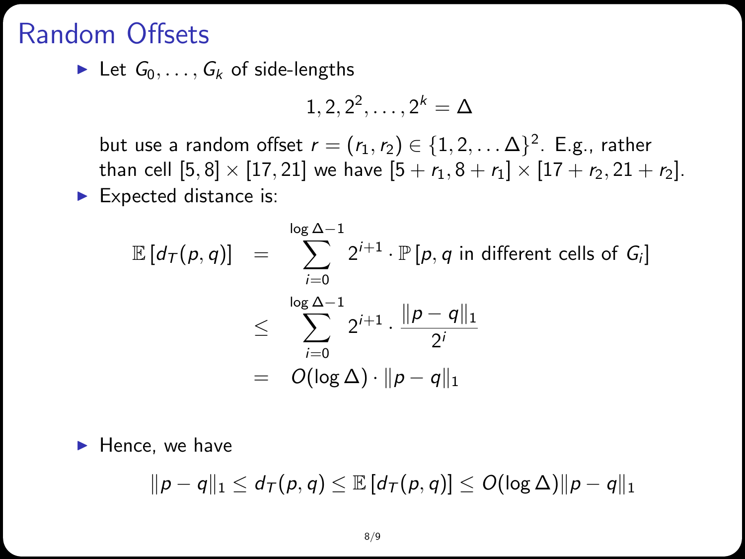# Random Offsets

- Let $G_0, \ldots, G_k$ of side-lengths

$$1, 2, 2^2, \ldots, 2^k = \Delta$$

  but use a random offset $r = (r_1, r_2) \in \{1, 2, \ldots \Delta\}^2$. E.g., rather than cell $[5, 8] \times [17, 21]$ we have $[5 + r_1, 8 + r_1] \times [17 + r_2, 21 + r_2]$.

- Expected distance is:

$$\begin{aligned} \mathbb{E}\left[d_T(p,q)\right] &= \sum_{i=0}^{\log \Delta - 1} 2^{i+1} \cdot \mathbb{P}\left[p, q \text{ in different cells of } G_i\right] \\ &\leq \sum_{i=0}^{\log \Delta - 1} 2^{i+1} \cdot \frac{\|p-q\|_1}{2^i} \\ &= O(\log \Delta) \cdot \|p-q\|_1 \end{aligned}$$

- Hence, we have

$$\|p-q\|_1 \leq d_T(p,q) \leq \mathbb{E}\left[d_T(p,q)\right] \leq O(\log \Delta)\|p-q\|_1$$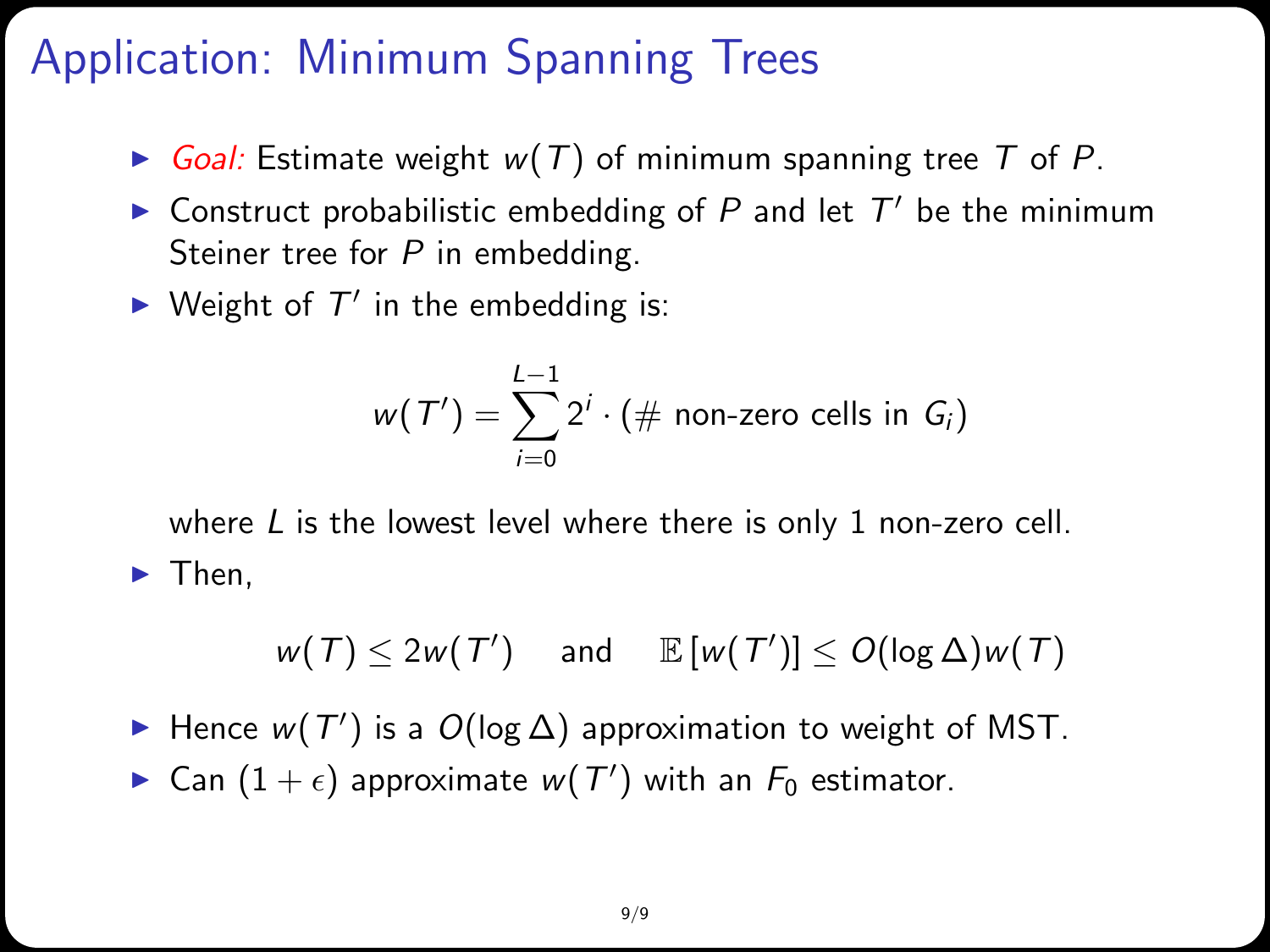# Application: Minimum Spanning Trees

- *Goal:* Estimate weight $w(T)$ of minimum spanning tree $T$ of $P$.
- Construct probabilistic embedding of $P$ and let $T'$ be the minimum Steiner tree for $P$ in embedding.
- Weight of $T'$ in the embedding is:

$$w(T') = \sum_{i=0}^{L-1} 2^i \cdot (\# \text{ non-zero cells in } G_i)$$

where $L$ is the lowest level where there is only 1 non-zero cell.

- Then,

$$w(T) \leq 2w(T') \quad \text{and} \quad \mathbb{E}\left[w(T')\right] \leq O(\log \Delta) w(T)$$

- Hence $w(T')$ is a $O(\log \Delta)$ approximation to weight of MST.
- Can $(1+\epsilon)$ approximate $w(T')$ with an $F_0$ estimator.